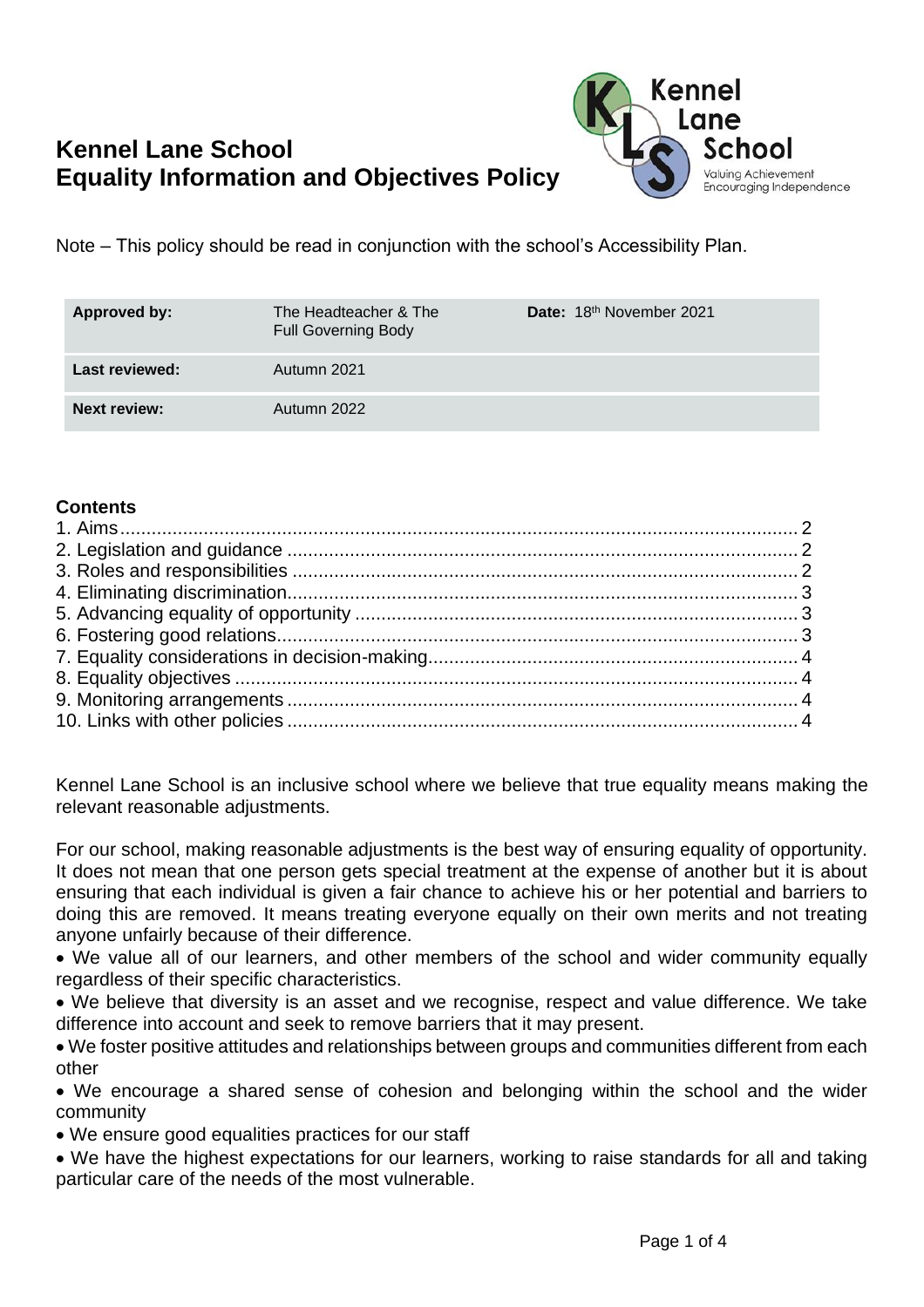# Kennel Lane School
# Equality Information and Objectives Policy

Note – This policy should be read in conjunction with the school's Accessibility Plan.

| | | |
|---|---|---|
| **Approved by:** | The Headteacher & The Full Governing Body | **Date:** 18th November 2021 |
| **Last reviewed:** | Autumn 2021 | |
| **Next review:** | Autumn 2022 | |

## Contents

1. Aims ........ 2
2. Legislation and guidance ........ 2
3. Roles and responsibilities ........ 2
4. Eliminating discrimination ........ 3
5. Advancing equality of opportunity ........ 3
6. Fostering good relations ........ 3
7. Equality considerations in decision-making ........ 4
8. Equality objectives ........ 4
9. Monitoring arrangements ........ 4
10. Links with other policies ........ 4

Kennel Lane School is an inclusive school where we believe that true equality means making the relevant reasonable adjustments.

For our school, making reasonable adjustments is the best way of ensuring equality of opportunity. It does not mean that one person gets special treatment at the expense of another but it is about ensuring that each individual is given a fair chance to achieve his or her potential and barriers to doing this are removed. It means treating everyone equally on their own merits and not treating anyone unfairly because of their difference.

- We value all of our learners, and other members of the school and wider community equally regardless of their specific characteristics.
- We believe that diversity is an asset and we recognise, respect and value difference. We take difference into account and seek to remove barriers that it may present.
- We foster positive attitudes and relationships between groups and communities different from each other
- We encourage a shared sense of cohesion and belonging within the school and the wider community
- We ensure good equalities practices for our staff
- We have the highest expectations for our learners, working to raise standards for all and taking particular care of the needs of the most vulnerable.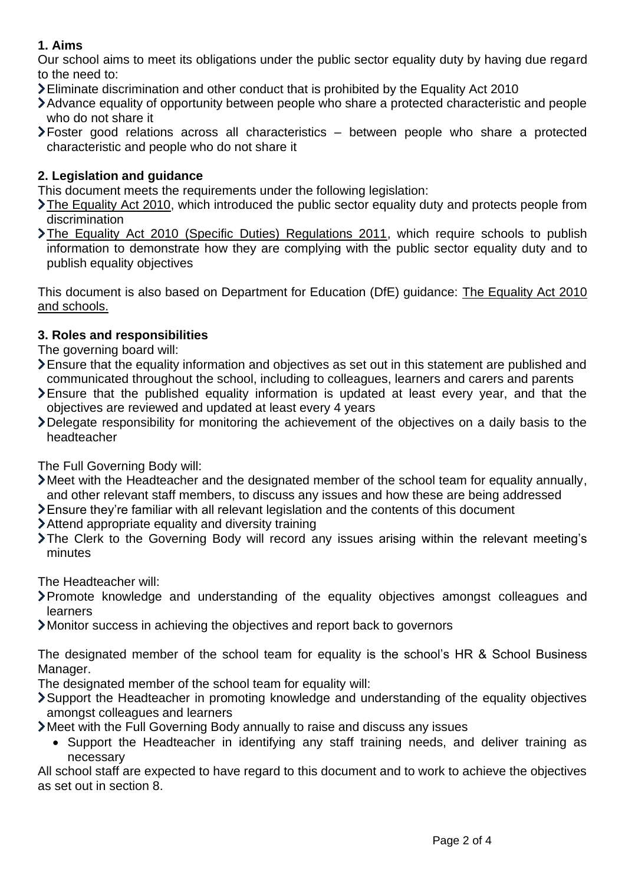## 1. Aims

Our school aims to meet its obligations under the public sector equality duty by having due regard to the need to:

- Eliminate discrimination and other conduct that is prohibited by the Equality Act 2010
- Advance equality of opportunity between people who share a protected characteristic and people who do not share it
- Foster good relations across all characteristics – between people who share a protected characteristic and people who do not share it

## 2. Legislation and guidance

This document meets the requirements under the following legislation:

- The Equality Act 2010, which introduced the public sector equality duty and protects people from discrimination
- The Equality Act 2010 (Specific Duties) Regulations 2011, which require schools to publish information to demonstrate how they are complying with the public sector equality duty and to publish equality objectives

This document is also based on Department for Education (DfE) guidance: The Equality Act 2010 and schools.

## 3. Roles and responsibilities

The governing board will:

- Ensure that the equality information and objectives as set out in this statement are published and communicated throughout the school, including to colleagues, learners and carers and parents
- Ensure that the published equality information is updated at least every year, and that the objectives are reviewed and updated at least every 4 years
- Delegate responsibility for monitoring the achievement of the objectives on a daily basis to the headteacher

The Full Governing Body will:

- Meet with the Headteacher and the designated member of the school team for equality annually, and other relevant staff members, to discuss any issues and how these are being addressed
- Ensure they're familiar with all relevant legislation and the contents of this document
- Attend appropriate equality and diversity training
- The Clerk to the Governing Body will record any issues arising within the relevant meeting's minutes

The Headteacher will:

- Promote knowledge and understanding of the equality objectives amongst colleagues and learners
- Monitor success in achieving the objectives and report back to governors

The designated member of the school team for equality is the school's HR & School Business Manager.

The designated member of the school team for equality will:

- Support the Headteacher in promoting knowledge and understanding of the equality objectives amongst colleagues and learners
- Meet with the Full Governing Body annually to raise and discuss any issues
  - Support the Headteacher in identifying any staff training needs, and deliver training as necessary

All school staff are expected to have regard to this document and to work to achieve the objectives as set out in section 8.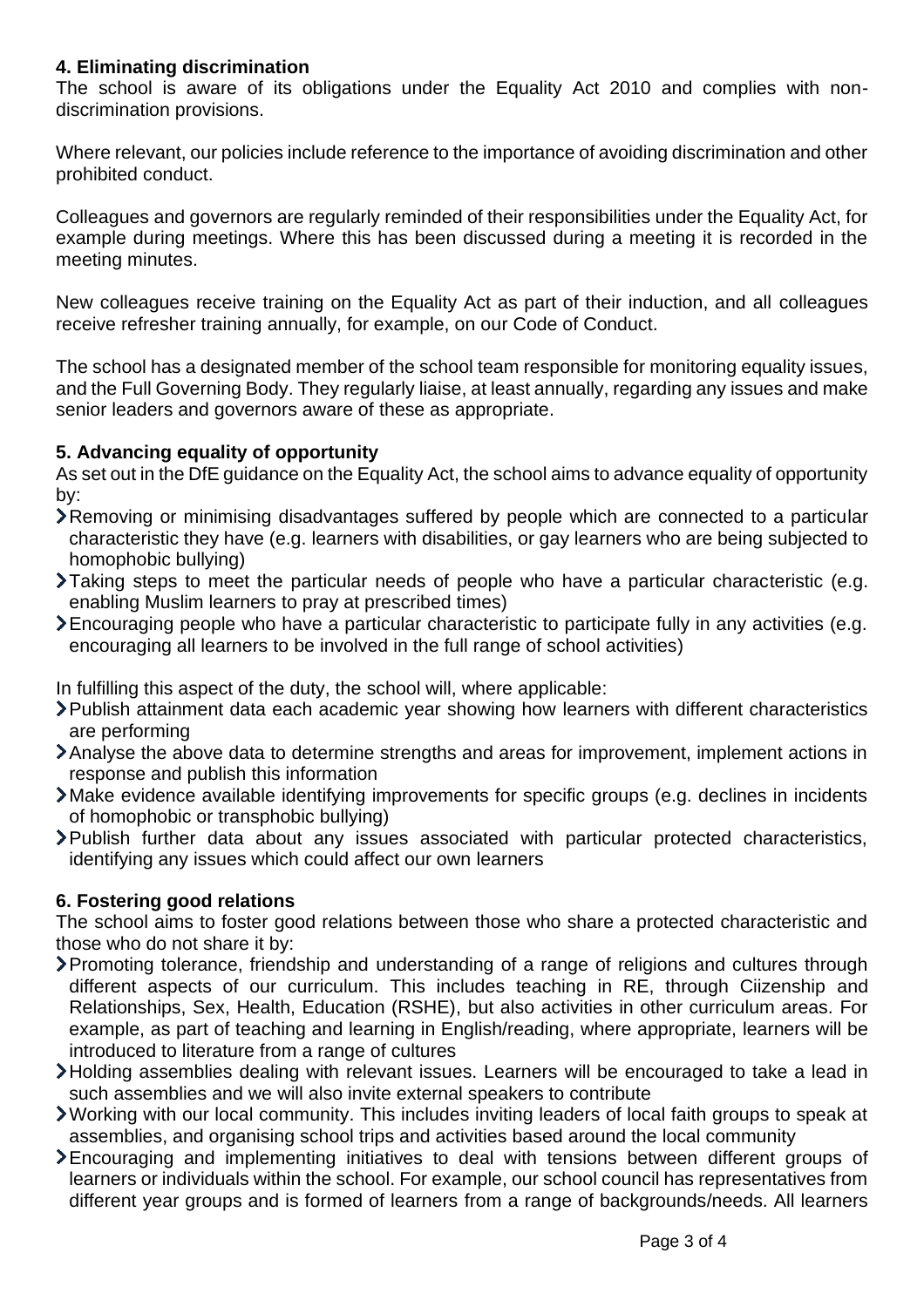## 4. Eliminating discrimination

The school is aware of its obligations under the Equality Act 2010 and complies with non-discrimination provisions.

Where relevant, our policies include reference to the importance of avoiding discrimination and other prohibited conduct.

Colleagues and governors are regularly reminded of their responsibilities under the Equality Act, for example during meetings. Where this has been discussed during a meeting it is recorded in the meeting minutes.

New colleagues receive training on the Equality Act as part of their induction, and all colleagues receive refresher training annually, for example, on our Code of Conduct.

The school has a designated member of the school team responsible for monitoring equality issues, and the Full Governing Body. They regularly liaise, at least annually, regarding any issues and make senior leaders and governors aware of these as appropriate.

## 5. Advancing equality of opportunity

As set out in the DfE guidance on the Equality Act, the school aims to advance equality of opportunity by:

- Removing or minimising disadvantages suffered by people which are connected to a particular characteristic they have (e.g. learners with disabilities, or gay learners who are being subjected to homophobic bullying)
- Taking steps to meet the particular needs of people who have a particular characteristic (e.g. enabling Muslim learners to pray at prescribed times)
- Encouraging people who have a particular characteristic to participate fully in any activities (e.g. encouraging all learners to be involved in the full range of school activities)

In fulfilling this aspect of the duty, the school will, where applicable:

- Publish attainment data each academic year showing how learners with different characteristics are performing
- Analyse the above data to determine strengths and areas for improvement, implement actions in response and publish this information
- Make evidence available identifying improvements for specific groups (e.g. declines in incidents of homophobic or transphobic bullying)
- Publish further data about any issues associated with particular protected characteristics, identifying any issues which could affect our own learners

## 6. Fostering good relations

The school aims to foster good relations between those who share a protected characteristic and those who do not share it by:

- Promoting tolerance, friendship and understanding of a range of religions and cultures through different aspects of our curriculum. This includes teaching in RE, through Ciizenship and Relationships, Sex, Health, Education (RSHE), but also activities in other curriculum areas. For example, as part of teaching and learning in English/reading, where appropriate, learners will be introduced to literature from a range of cultures
- Holding assemblies dealing with relevant issues. Learners will be encouraged to take a lead in such assemblies and we will also invite external speakers to contribute
- Working with our local community. This includes inviting leaders of local faith groups to speak at assemblies, and organising school trips and activities based around the local community
- Encouraging and implementing initiatives to deal with tensions between different groups of learners or individuals within the school. For example, our school council has representatives from different year groups and is formed of learners from a range of backgrounds/needs. All learners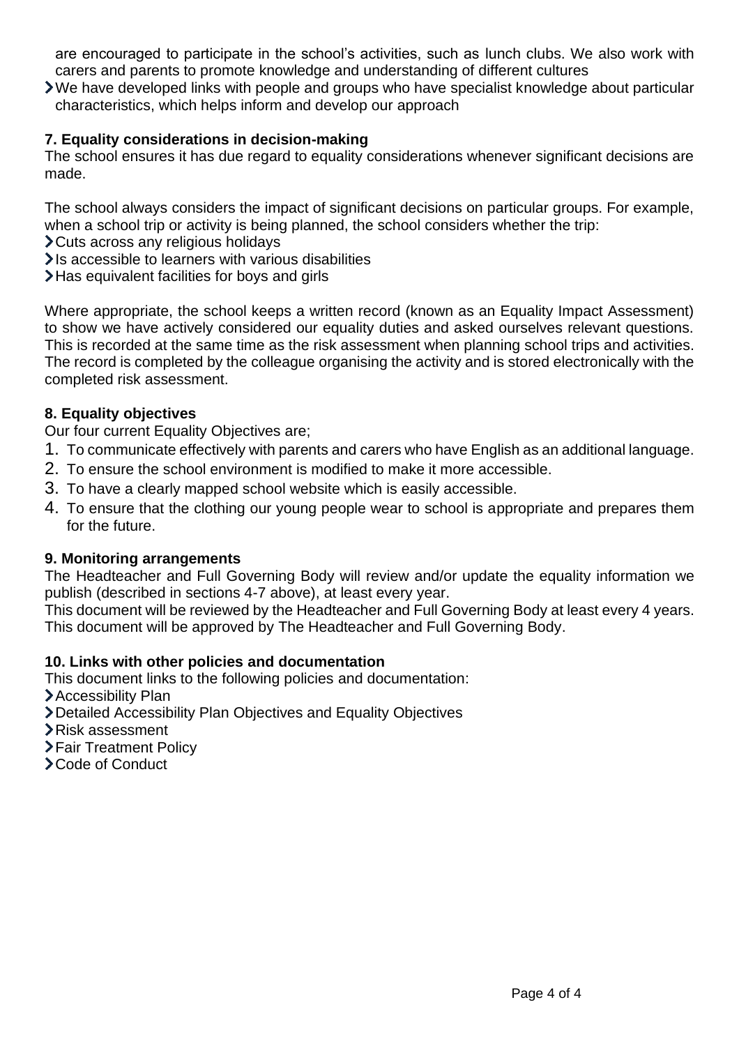are encouraged to participate in the school's activities, such as lunch clubs. We also work with carers and parents to promote knowledge and understanding of different cultures

- We have developed links with people and groups who have specialist knowledge about particular characteristics, which helps inform and develop our approach

**7. Equality considerations in decision-making**

The school ensures it has due regard to equality considerations whenever significant decisions are made.

The school always considers the impact of significant decisions on particular groups. For example, when a school trip or activity is being planned, the school considers whether the trip:

- Cuts across any religious holidays
- Is accessible to learners with various disabilities
- Has equivalent facilities for boys and girls

Where appropriate, the school keeps a written record (known as an Equality Impact Assessment) to show we have actively considered our equality duties and asked ourselves relevant questions. This is recorded at the same time as the risk assessment when planning school trips and activities. The record is completed by the colleague organising the activity and is stored electronically with the completed risk assessment.

**8. Equality objectives**

Our four current Equality Objectives are;

1. To communicate effectively with parents and carers who have English as an additional language.
2. To ensure the school environment is modified to make it more accessible.
3. To have a clearly mapped school website which is easily accessible.
4. To ensure that the clothing our young people wear to school is appropriate and prepares them for the future.

**9. Monitoring arrangements**

The Headteacher and Full Governing Body will review and/or update the equality information we publish (described in sections 4-7 above), at least every year.

This document will be reviewed by the Headteacher and Full Governing Body at least every 4 years. This document will be approved by The Headteacher and Full Governing Body.

**10. Links with other policies and documentation**

This document links to the following policies and documentation:

- Accessibility Plan
- Detailed Accessibility Plan Objectives and Equality Objectives
- Risk assessment
- Fair Treatment Policy
- Code of Conduct